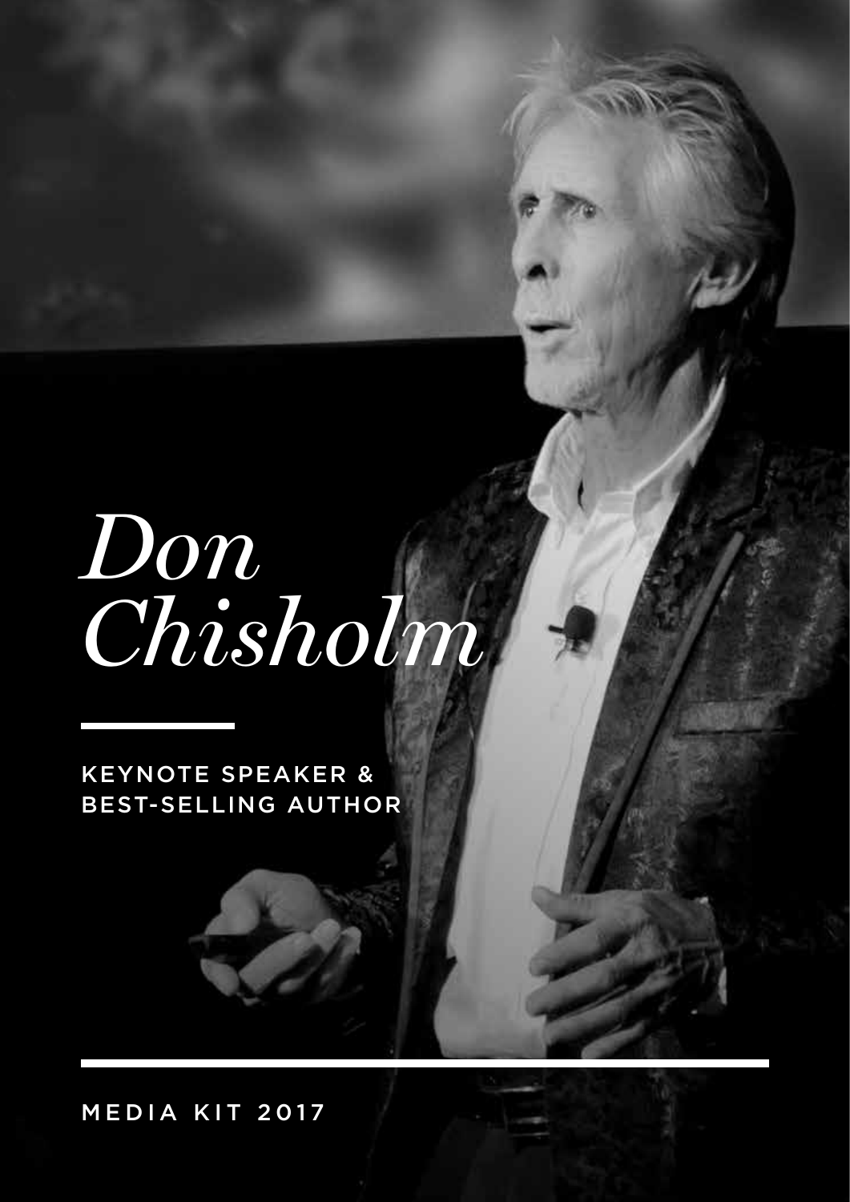# *Don Chisholm*

KEYNOTE SPEAKER & BEST-SELLING AUTHOR

MEDIA KIT 2017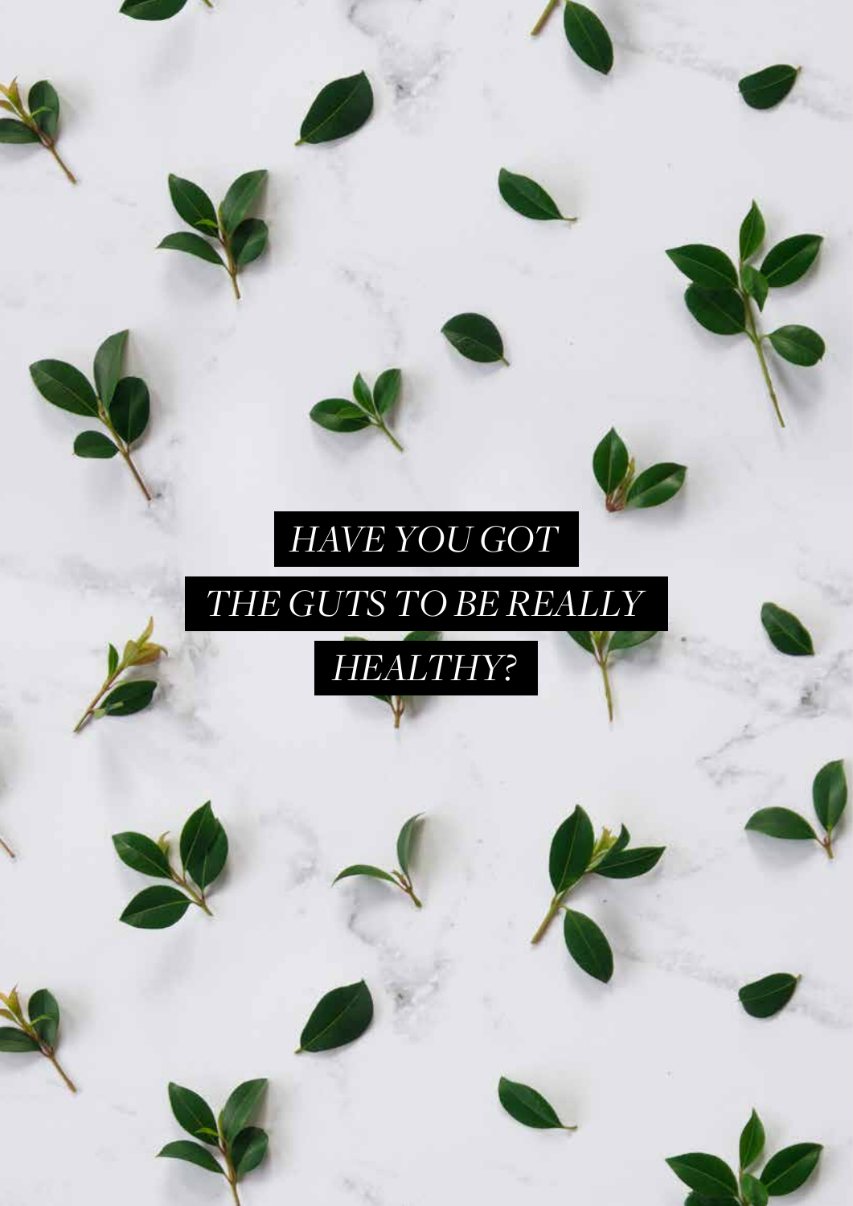*HAVE YOU GOT THE GUTS TO BE REALLY HEALTHY?*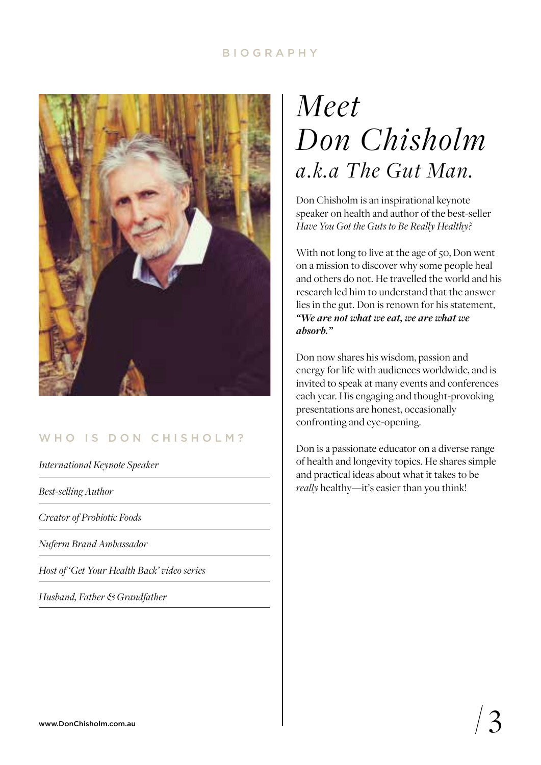BIOGRAPHY

# *Meet Don Chisholm*
## *a.k.a The Gut Man.*

Don Chisholm is an inspirational keynote speaker on health and author of the best-seller *Have You Got the Guts to Be Really Healthy?*

With not long to live at the age of 50, Don went on a mission to discover why some people heal and others do not. He travelled the world and his research led him to understand that the answer lies in the gut. Don is renown for his statement, ***"We are not what we eat, we are what we absorb."***

Don now shares his wisdom, passion and energy for life with audiences worldwide, and is invited to speak at many events and conferences each year. His engaging and thought-provoking presentations are honest, occasionally confronting and eye-opening.

Don is a passionate educator on a diverse range of health and longevity topics. He shares simple and practical ideas about what it takes to be *really* healthy—it's easier than you think!

### WHO IS DON CHISHOLM?

*International Keynote Speaker*

*Best-selling Author*

*Creator of Probiotic Foods*

*Nuferm Brand Ambassador*

*Host of 'Get Your Health Back' video series*

*Husband, Father & Grandfather*

www.DonChisholm.com.au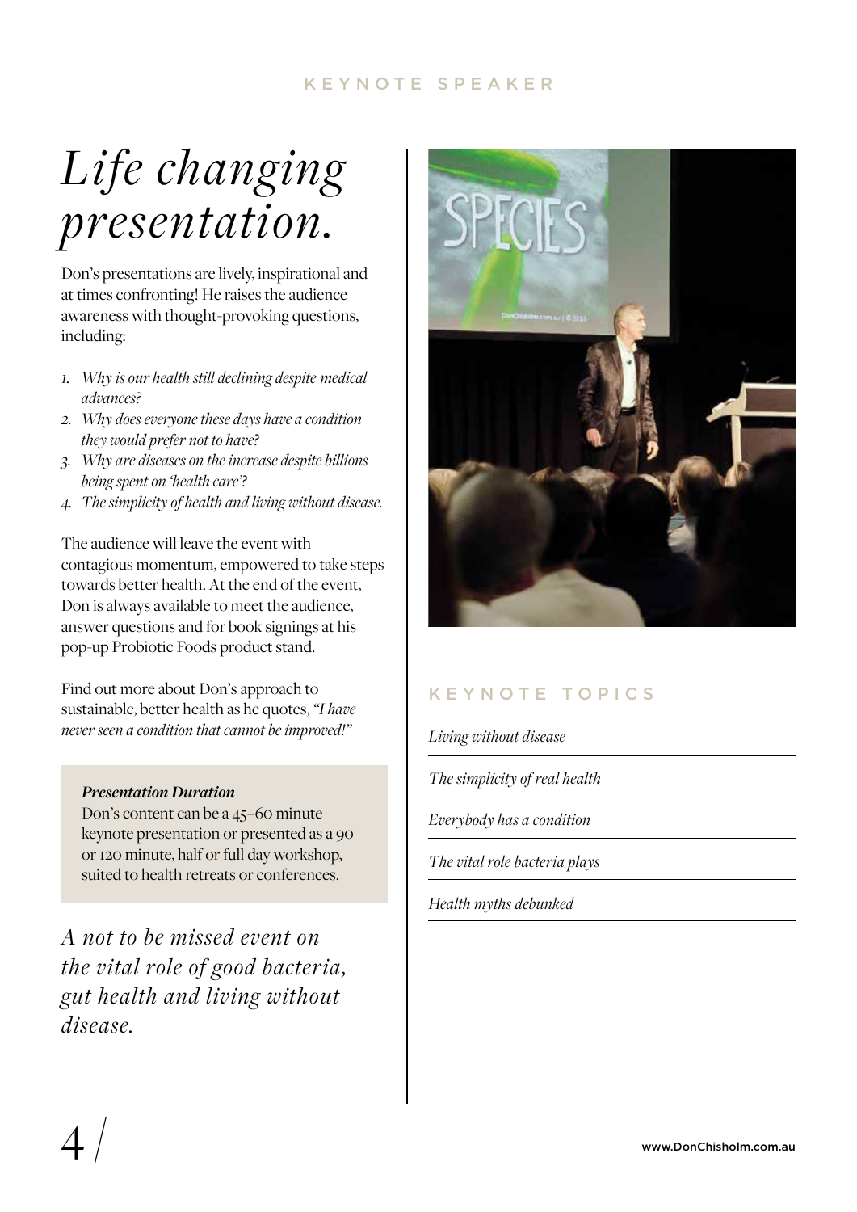KEYNOTE SPEAKER

# *Life changing presentation.*

Don's presentations are lively, inspirational and at times confronting! He raises the audience awareness with thought-provoking questions, including:

1. *Why is our health still declining despite medical advances?*
2. *Why does everyone these days have a condition they would prefer not to have?*
3. *Why are diseases on the increase despite billions being spent on 'health care'?*
4. *The simplicity of health and living without disease.*

The audience will leave the event with contagious momentum, empowered to take steps towards better health. At the end of the event, Don is always available to meet the audience, answer questions and for book signings at his pop-up Probiotic Foods product stand.

Find out more about Don's approach to sustainable, better health as he quotes, *"I have never seen a condition that cannot be improved!"*

***Presentation Duration***

Don's content can be a 45–60 minute keynote presentation or presented as a 90 or 120 minute, half or full day workshop, suited to health retreats or conferences.

*A not to be missed event on the vital role of good bacteria, gut health and living without disease.*

## KEYNOTE TOPICS

*Living without disease*

*The simplicity of real health*

*Everybody has a condition*

*The vital role bacteria plays*

*Health myths debunked*

www.DonChisholm.com.au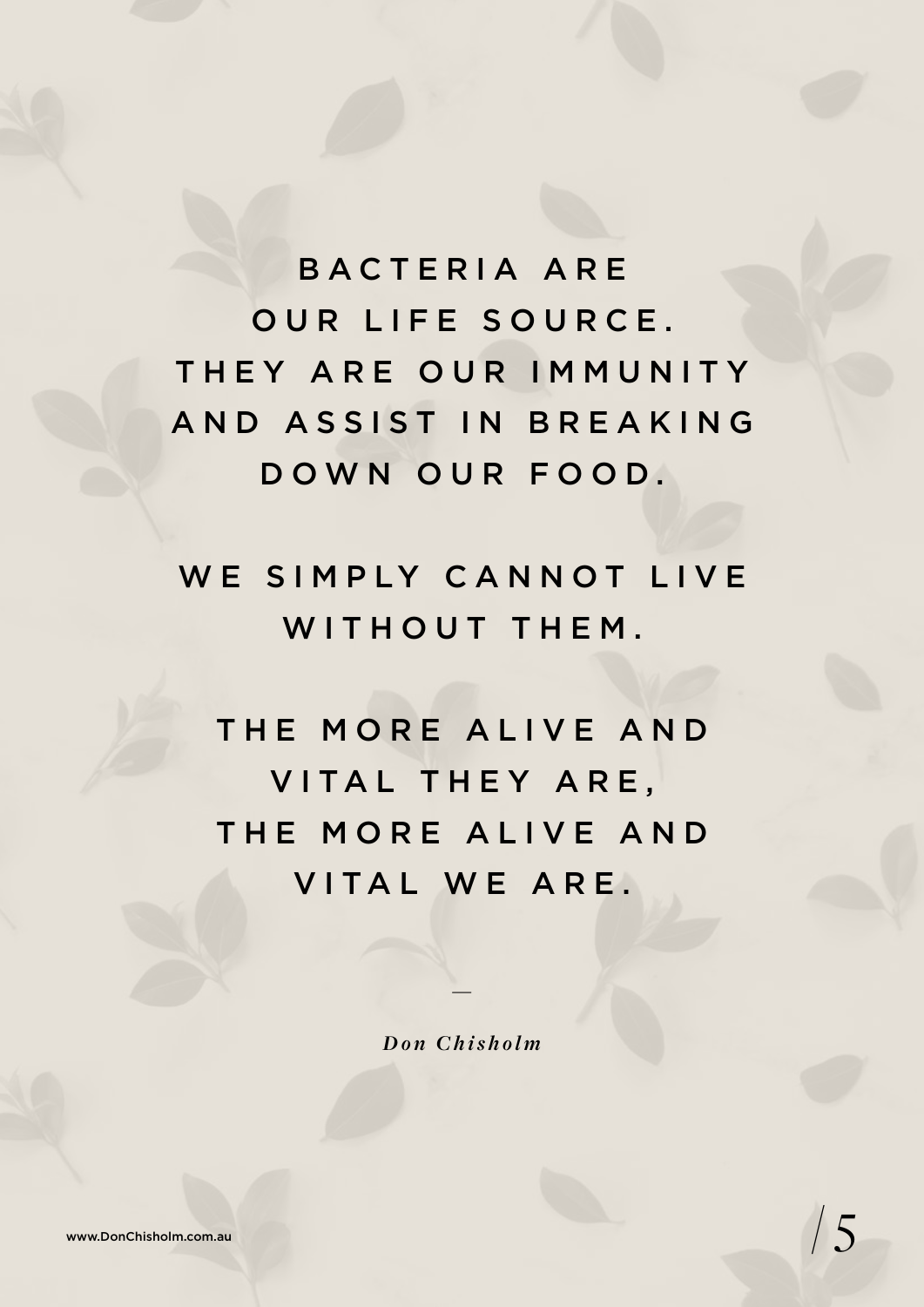BACTERIA ARE
OUR LIFE SOURCE.
THEY ARE OUR IMMUNITY
AND ASSIST IN BREAKING
DOWN OUR FOOD.

WE SIMPLY CANNOT LIVE
WITHOUT THEM.

THE MORE ALIVE AND
VITAL THEY ARE,
THE MORE ALIVE AND
VITAL WE ARE.

—

*Don Chisholm*

www.DonChisholm.com.au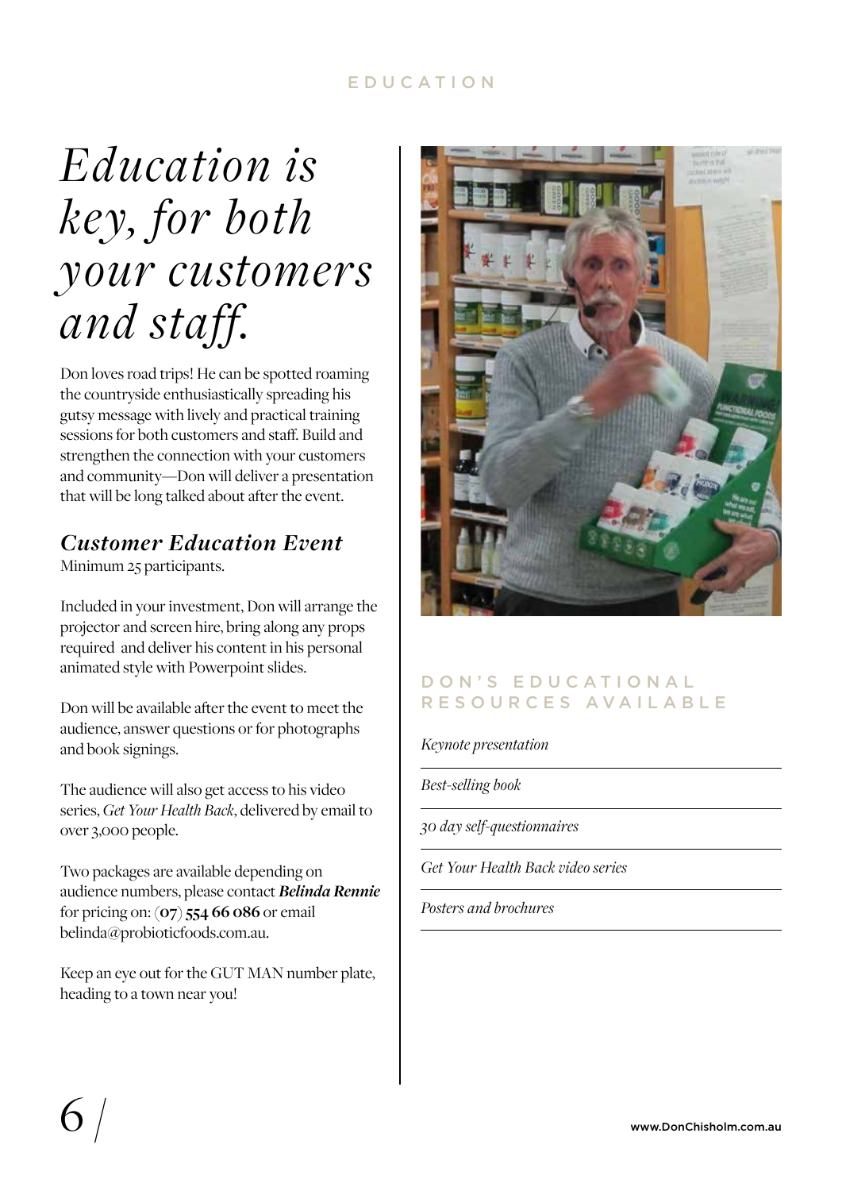EDUCATION

# *Education is key, for both your customers and staff.*

Don loves road trips! He can be spotted roaming the countryside enthusiastically spreading his gutsy message with lively and practical training sessions for both customers and staff. Build and strengthen the connection with your customers and community—Don will deliver a presentation that will be long talked about after the event.

## *Customer Education Event*

Minimum 25 participants.

Included in your investment, Don will arrange the projector and screen hire, bring along any props required and deliver his content in his personal animated style with Powerpoint slides.

Don will be available after the event to meet the audience, answer questions or for photographs and book signings.

The audience will also get access to his video series, *Get Your Health Back*, delivered by email to over 3,000 people.

Two packages are available depending on audience numbers, please contact ***Belinda Rennie*** for pricing on: (**07**) **554 66 086** or email belinda@probioticfoods.com.au.

Keep an eye out for the GUT MAN number plate, heading to a town near you!

## DON'S EDUCATIONAL RESOURCES AVAILABLE

- *Keynote presentation*
- *Best-selling book*
- *30 day self-questionnaires*
- *Get Your Health Back video series*
- *Posters and brochures*

www.DonChisholm.com.au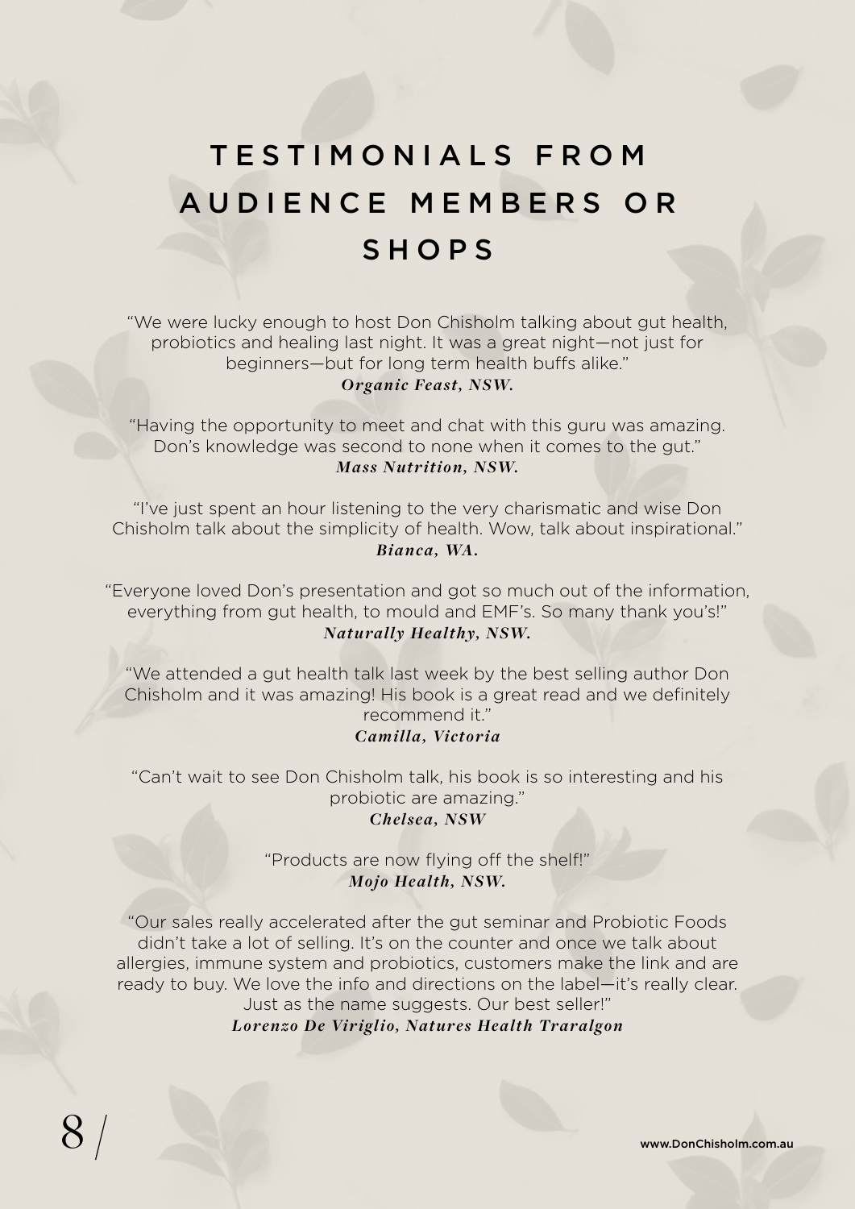# TESTIMONIALS FROM AUDIENCE MEMBERS OR SHOPS

"We were lucky enough to host Don Chisholm talking about gut health, probiotics and healing last night. It was a great night—not just for beginners—but for long term health buffs alike."
***Organic Feast, NSW.***

"Having the opportunity to meet and chat with this guru was amazing. Don's knowledge was second to none when it comes to the gut."
***Mass Nutrition, NSW.***

"I've just spent an hour listening to the very charismatic and wise Don Chisholm talk about the simplicity of health. Wow, talk about inspirational."
***Bianca, WA.***

"Everyone loved Don's presentation and got so much out of the information, everything from gut health, to mould and EMF's. So many thank you's!"
***Naturally Healthy, NSW.***

"We attended a gut health talk last week by the best selling author Don Chisholm and it was amazing! His book is a great read and we definitely recommend it."
***Camilla, Victoria***

"Can't wait to see Don Chisholm talk, his book is so interesting and his probiotic are amazing."
***Chelsea, NSW***

"Products are now flying off the shelf!"
***Mojo Health, NSW.***

"Our sales really accelerated after the gut seminar and Probiotic Foods didn't take a lot of selling. It's on the counter and once we talk about allergies, immune system and probiotics, customers make the link and are ready to buy. We love the info and directions on the label—it's really clear. Just as the name suggests. Our best seller!"
***Lorenzo De Viriglio, Natures Health Traralgon***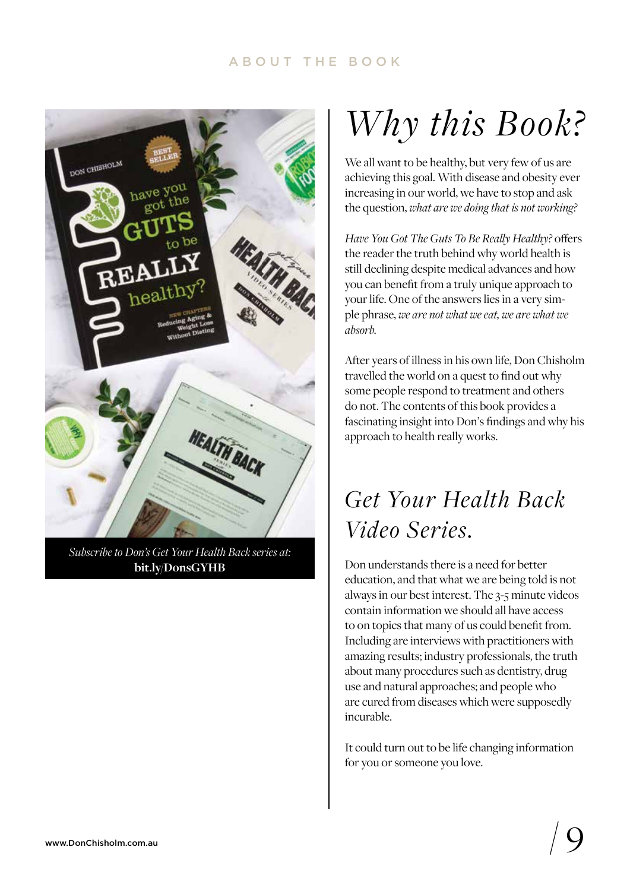ABOUT THE BOOK

*Subscribe to Don's Get Your Health Back series at:*
**bit.ly/DonsGYHB**

# *Why this Book?*

We all want to be healthy, but very few of us are achieving this goal. With disease and obesity ever increasing in our world, we have to stop and ask the question, *what are we doing that is not working?*

*Have You Got The Guts To Be Really Healthy?* offers the reader the truth behind why world health is still declining despite medical advances and how you can benefit from a truly unique approach to your life. One of the answers lies in a very simple phrase, *we are not what we eat, we are what we absorb.*

After years of illness in his own life, Don Chisholm travelled the world on a quest to find out why some people respond to treatment and others do not. The contents of this book provides a fascinating insight into Don's findings and why his approach to health really works.

## *Get Your Health Back Video Series.*

Don understands there is a need for better education, and that what we are being told is not always in our best interest. The 3-5 minute videos contain information we should all have access to on topics that many of us could benefit from. Including are interviews with practitioners with amazing results; industry professionals, the truth about many procedures such as dentistry, drug use and natural approaches; and people who are cured from diseases which were supposedly incurable.

It could turn out to be life changing information for you or someone you love.

www.DonChisholm.com.au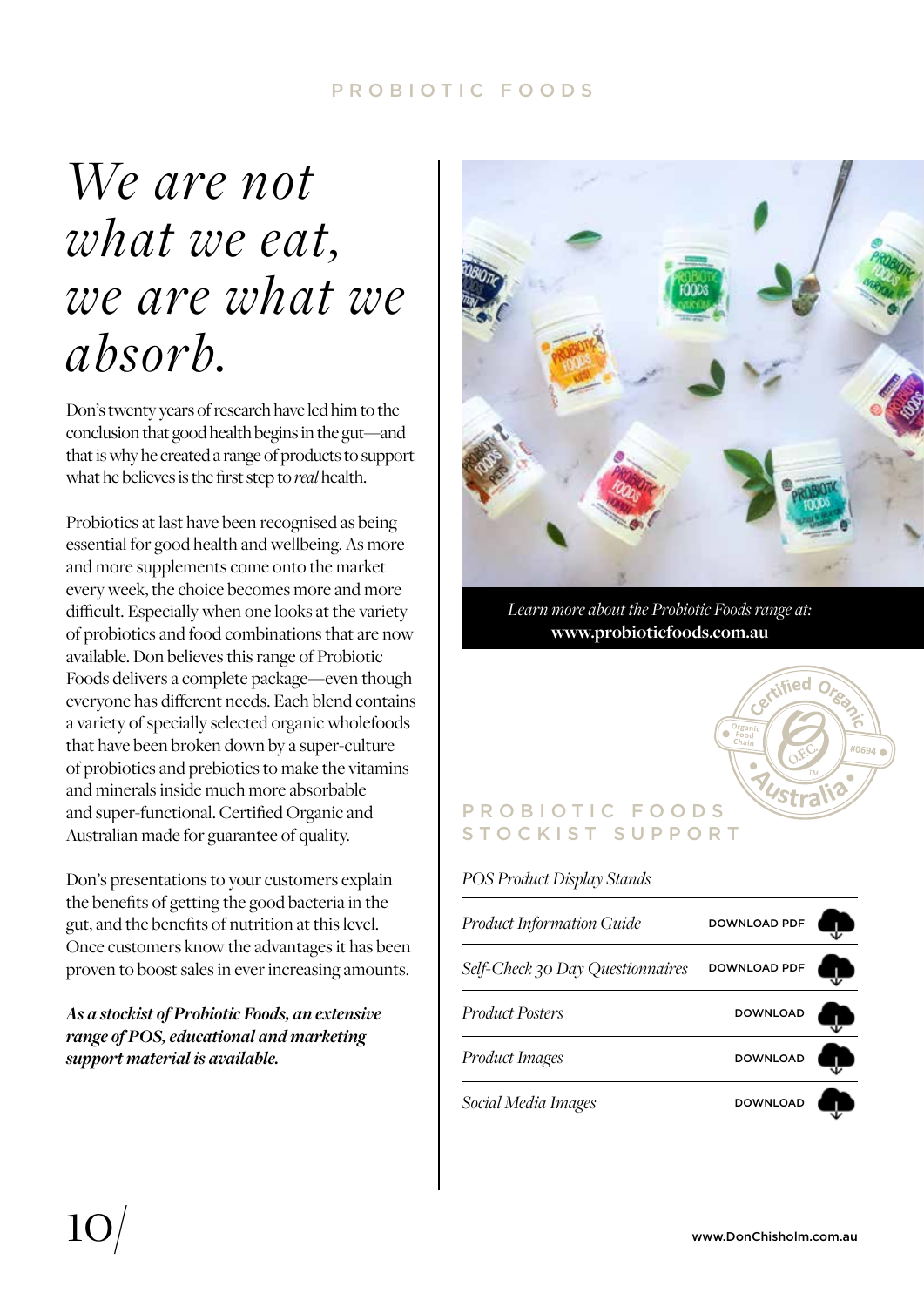# *We are not what we eat, we are what we absorb.*

Don's twenty years of research have led him to the conclusion that good health begins in the gut—and that is why he created a range of products to support what he believes is the first step to *real* health.

Probiotics at last have been recognised as being essential for good health and wellbeing. As more and more supplements come onto the market every week, the choice becomes more and more difficult. Especially when one looks at the variety of probiotics and food combinations that are now available. Don believes this range of Probiotic Foods delivers a complete package—even though everyone has different needs. Each blend contains a variety of specially selected organic wholefoods that have been broken down by a super-culture of probiotics and prebiotics to make the vitamins and minerals inside much more absorbable and super-functional. Certified Organic and Australian made for guarantee of quality.

Don's presentations to your customers explain the benefits of getting the good bacteria in the gut, and the benefits of nutrition at this level. Once customers know the advantages it has been proven to boost sales in ever increasing amounts.

***As a stockist of Probiotic Foods, an extensive range of POS, educational and marketing support material is available.***

*Learn more about the Probiotic Foods range at:*
**www.probioticfoods.com.au**

Certified Organic Australia — Organic Food Chain — O.F.C. #0694

## PROBIOTIC FOODS STOCKIST SUPPORT

*POS Product Display Stands*

| | |
|---|---|
| *Product Information Guide* | DOWNLOAD PDF |
| *Self-Check 30 Day Questionnaires* | DOWNLOAD PDF |
| *Product Posters* | DOWNLOAD |
| *Product Images* | DOWNLOAD |
| *Social Media Images* | DOWNLOAD |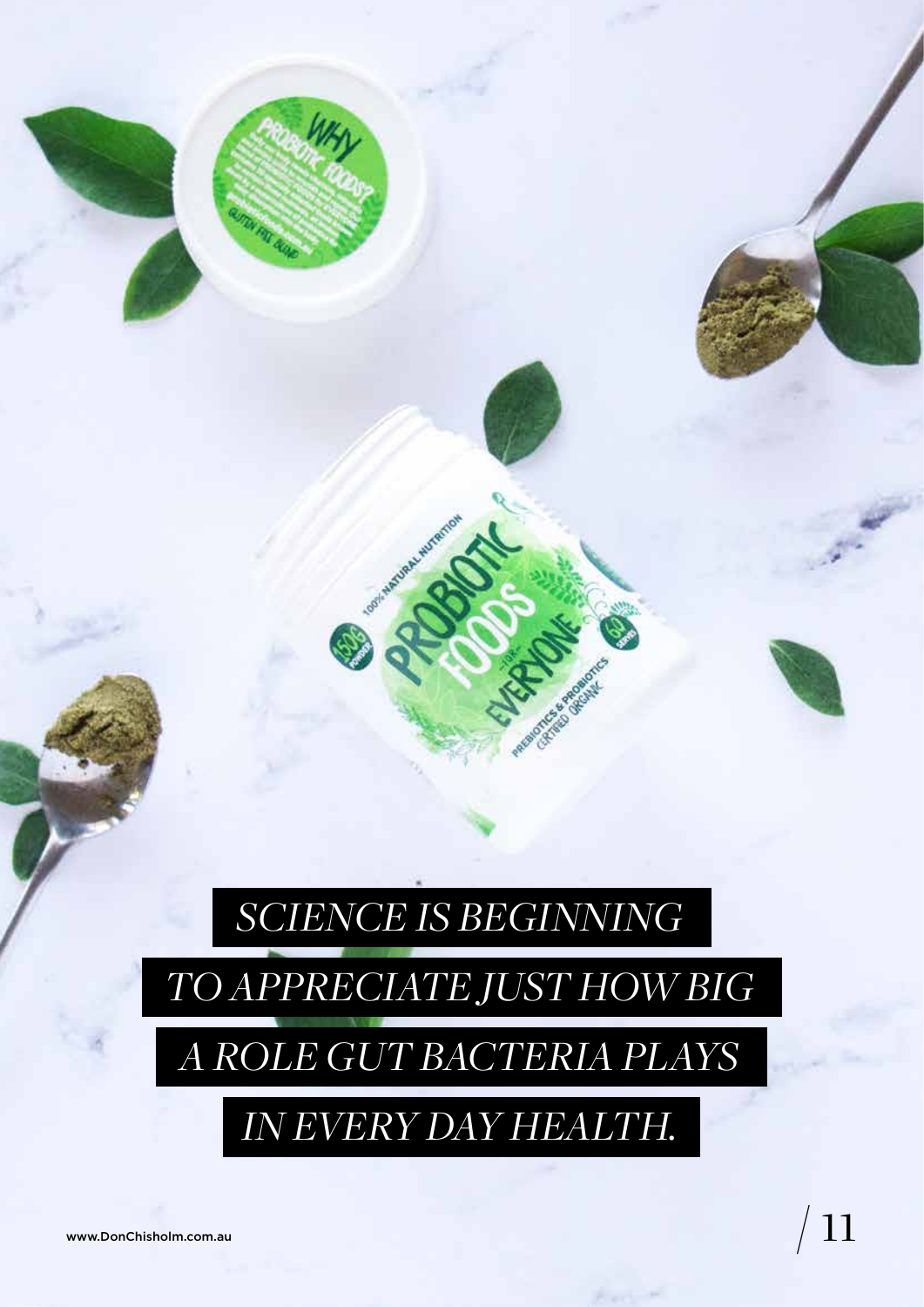*SCIENCE IS BEGINNING TO APPRECIATE JUST HOW BIG A ROLE GUT BACTERIA PLAYS IN EVERY DAY HEALTH.*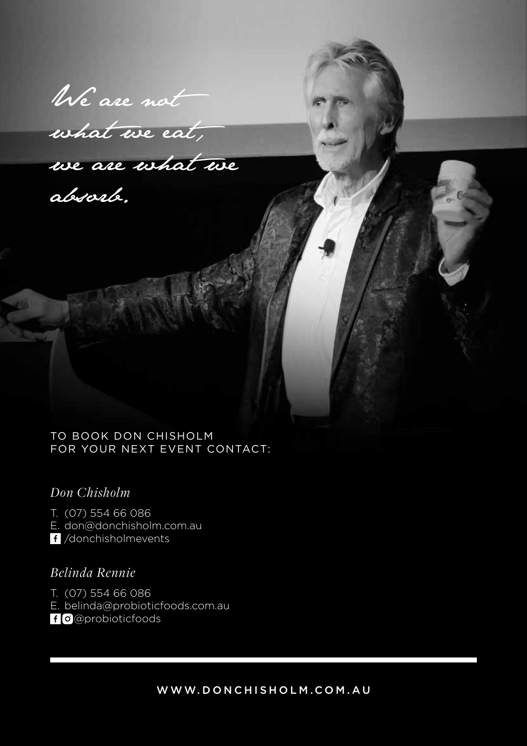*We are not what we eat, we are what we absorb.*

TO BOOK DON CHISHOLM
FOR YOUR NEXT EVENT CONTACT:

*Don Chisholm*

T. (07) 554 66 086
E. don@donchisholm.com.au
/donchisholmevents

*Belinda Rennie*

T. (07) 554 66 086
E. belinda@probioticfoods.com.au
@probioticfoods

WWW.DONCHISHOLM.COM.AU